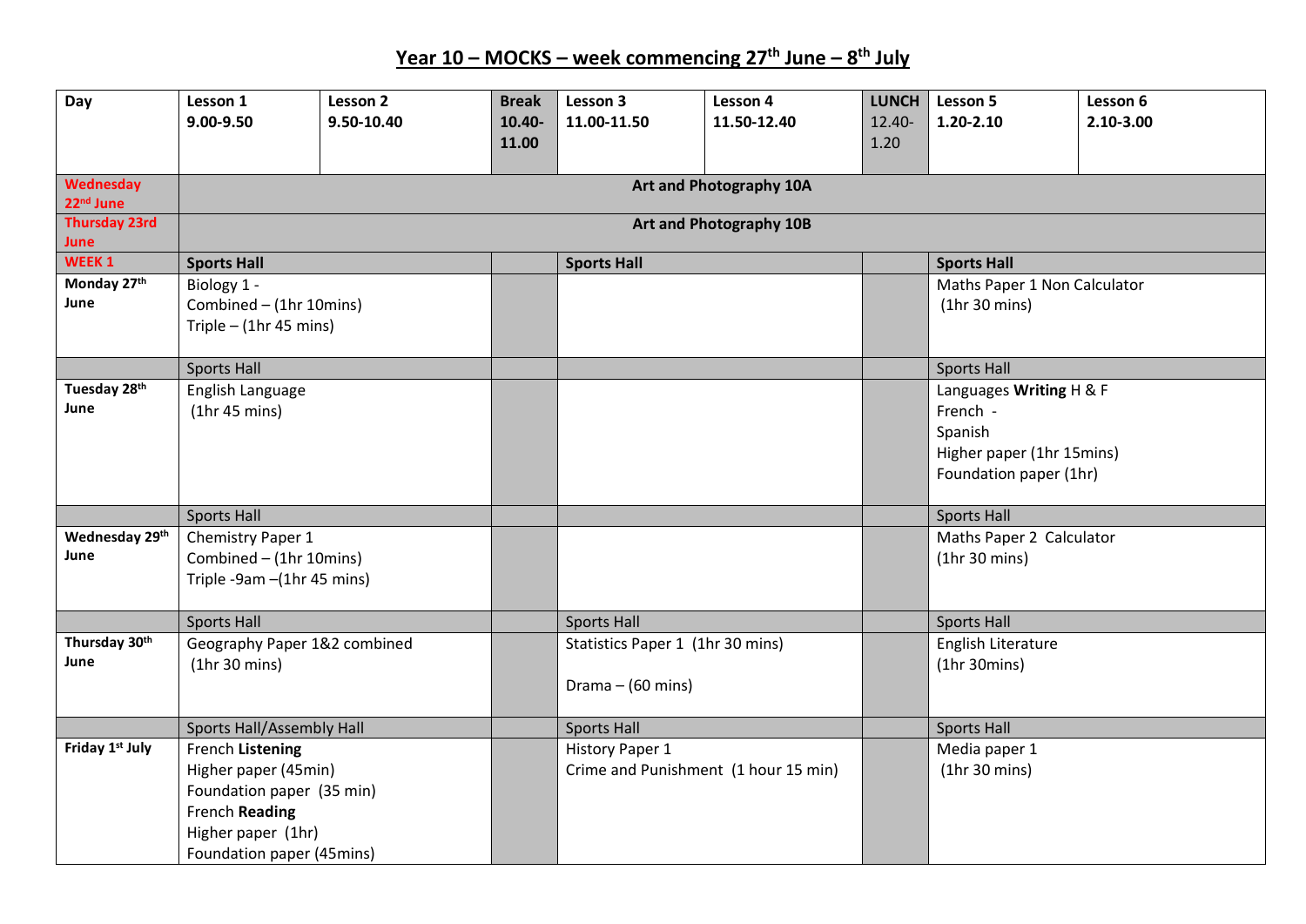# Year 10 – MOCKS – week commencing 27th June – 8th July

| Day | Lesson 1 9.00-9.50 | Lesson 2 9.50-10.40 | Break 10.40-11.00 | Lesson 3 11.00-11.50 | Lesson 4 11.50-12.40 | LUNCH 12.40-1.20 | Lesson 5 1.20-2.10 | Lesson 6 2.10-3.00 |
|---|---|---|---|---|---|---|---|---|
| **Wednesday 22nd June** | **Art and Photography 10A** | | | | | | | |
| **Thursday 23rd June** | **Art and Photography 10B** | | | | | | | |
| **WEEK 1** | **Sports Hall** | | | **Sports Hall** | | | **Sports Hall** | |
| **Monday 27th June** | Biology 1 - Combined – (1hr 10mins) Triple – (1hr 45 mins) | | | | | | Maths Paper 1 Non Calculator (1hr 30 mins) | |
| | Sports Hall | | | | | | Sports Hall | |
| **Tuesday 28th June** | English Language (1hr 45 mins) | | | | | | Languages **Writing** H & F French - Spanish Higher paper (1hr 15mins) Foundation paper (1hr) | |
| | Sports Hall | | | | | | Sports Hall | |
| **Wednesday 29th June** | Chemistry Paper 1 Combined – (1hr 10mins) Triple -9am –(1hr 45 mins) | | | | | | Maths Paper 2 Calculator (1hr 30 mins) | |
| | Sports Hall | | | Sports Hall | | | Sports Hall | |
| **Thursday 30th June** | Geography Paper 1&2 combined (1hr 30 mins) | | | Statistics Paper 1 (1hr 30 mins) Drama – (60 mins) | | | English Literature (1hr 30mins) | |
| | Sports Hall/Assembly Hall | | | Sports Hall | | | Sports Hall | |
| **Friday 1st July** | French **Listening** Higher paper (45min) Foundation paper (35 min) French **Reading** Higher paper (1hr) Foundation paper (45mins) | | | History Paper 1 Crime and Punishment (1 hour 15 min) | | | Media paper 1 (1hr 30 mins) | |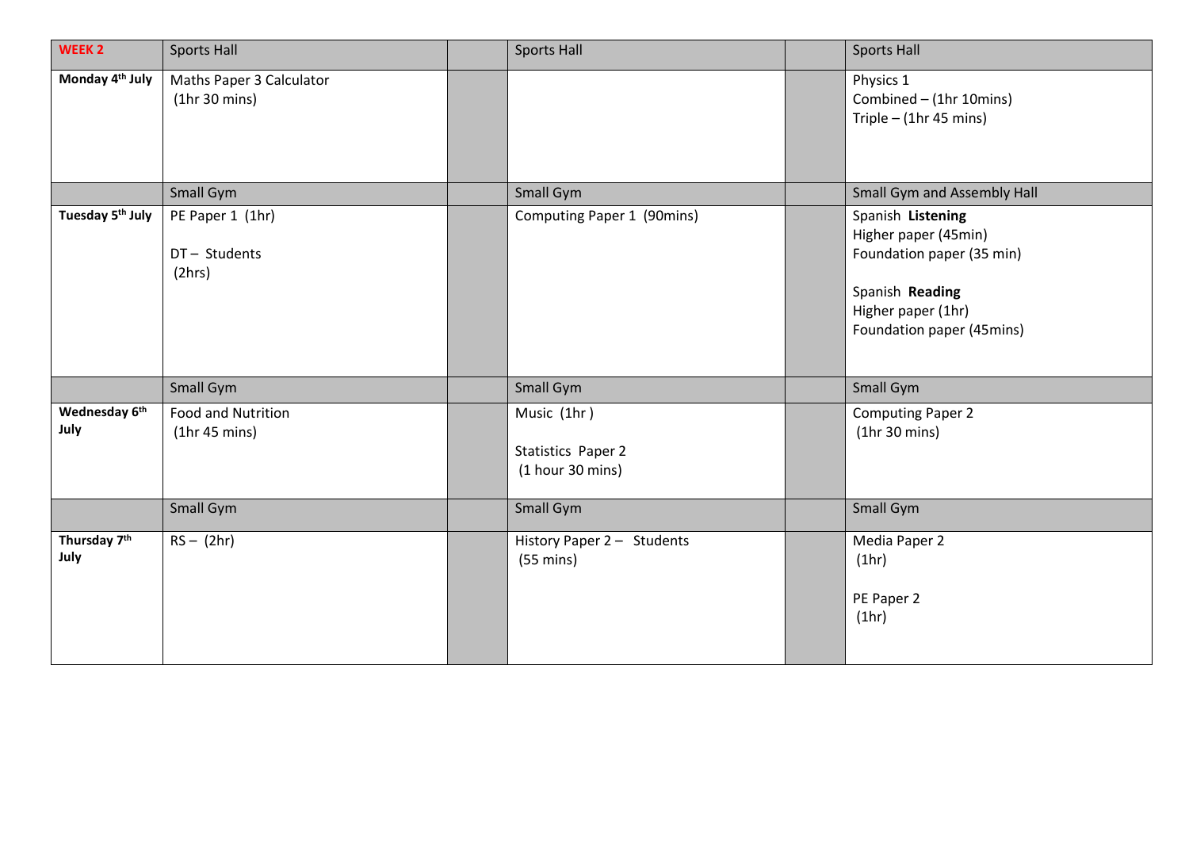| WEEK 2 | Sports Hall | | Sports Hall | | Sports Hall |
|---|---|---|---|---|---|
| **Monday 4th July** | Maths Paper 3 Calculator (1hr 30 mins) | | | | Physics 1<br>Combined – (1hr 10mins)<br>Triple – (1hr 45 mins) |
| | Small Gym | | Small Gym | | Small Gym and Assembly Hall |
| **Tuesday 5th July** | PE Paper 1 (1hr)<br><br>DT – Students (2hrs) | | Computing Paper 1 (90mins) | | Spanish **Listening**<br>Higher paper (45min)<br>Foundation paper (35 min)<br><br>Spanish **Reading**<br>Higher paper (1hr)<br>Foundation paper (45mins) |
| | Small Gym | | Small Gym | | Small Gym |
| **Wednesday 6th July** | Food and Nutrition (1hr 45 mins) | | Music (1hr )<br><br>Statistics Paper 2 (1 hour 30 mins) | | Computing Paper 2 (1hr 30 mins) |
| | Small Gym | | Small Gym | | Small Gym |
| **Thursday 7th July** | RS – (2hr) | | History Paper 2 – Students (55 mins) | | Media Paper 2 (1hr)<br><br>PE Paper 2 (1hr) |